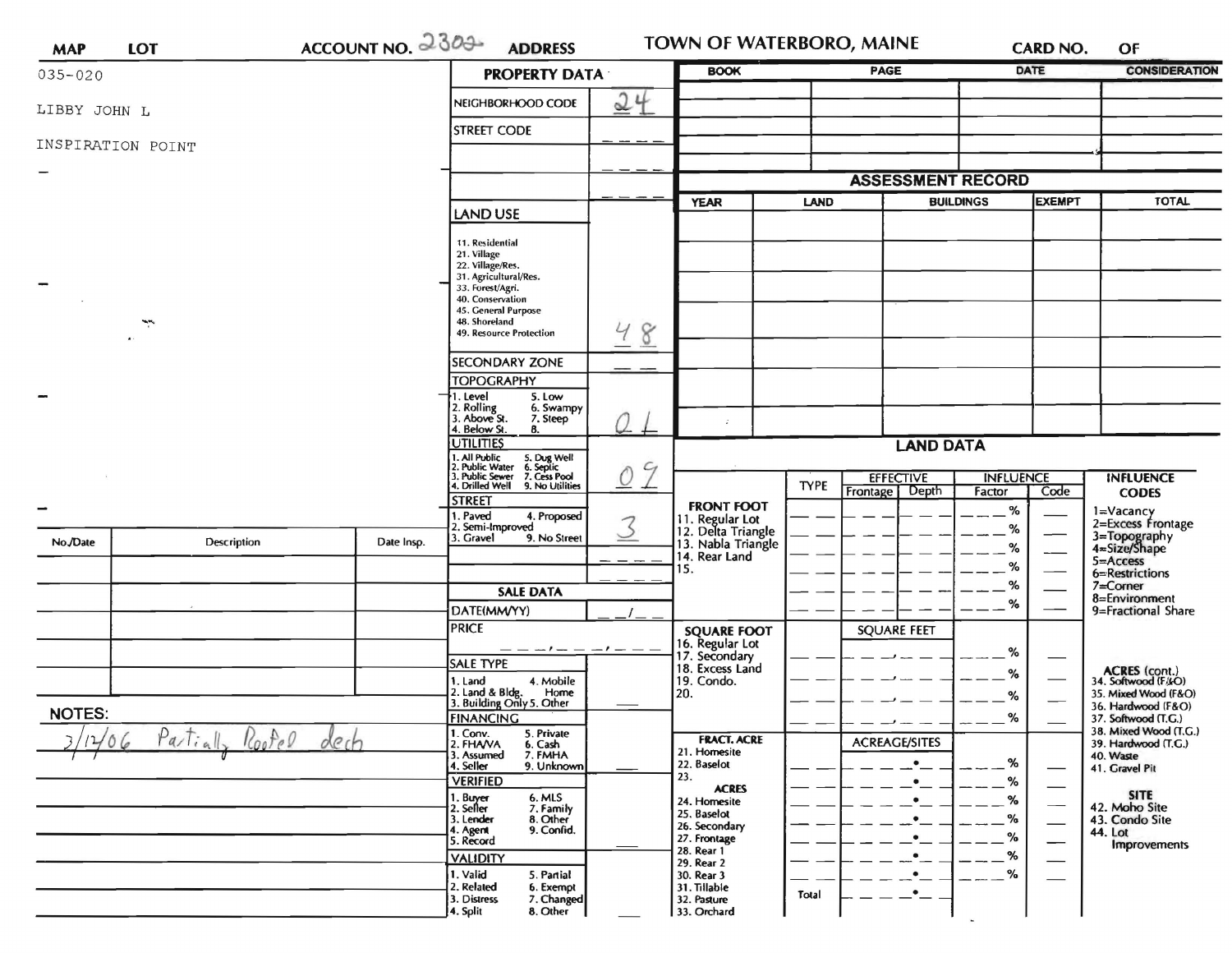| MAP | LOT | ACCOUNT NO. 2302 | ADDRESS | TOWN OF WATERBORO, MAINE | CARD NO. | OF |
|---|---|---|---|---|---|---|

035-020

LIBBY JOHN L

INSPIRATION POINT

## PROPERTY DATA

| Field | Value |
|---|---|
| NEIGHBORHOOD CODE | 24 |
| STREET CODE | |
| LAND USE | 48 |
| SECONDARY ZONE | |
| TOPOGRAPHY | 01 |
| UTILITIES | 09 |
| STREET | 3 |

LAND USE: 11. Residential, 21. Village, 22. Village/Res., 31. Agricultural/Res., 33. Forest/Agri., 40. Conservation, 45. General Purpose, 48. Shoreland, 49. Resource Protection

TOPOGRAPHY: 1. Level, 2. Rolling, 3. Above St., 4. Below St., 5. Low, 6. Swampy, 7. Steep, 8.

UTILITIES: 1. All Public, 2. Public Water, 3. Public Sewer, 4. Drilled Well, 5. Dug Well, 6. Septic, 7. Cess Pool, 9. No Utilities

STREET: 1. Paved, 2. Semi-Improved, 3. Gravel, 4. Proposed, 9. No Street

### SALE DATA

DATE(MM/YY): __/__

PRICE: ___,___,___

SALE TYPE: 1. Land, 2. Land & Bldg., 3. Building Only, 4. Mobile Home, 5. Other

FINANCING: 1. Conv., 2. FHA/VA, 3. Assumed, 4. Seller, 5. Private, 6. Cash, 7. FMHA, 9. Unknown

VERIFIED: 1. Buyer, 2. Seller, 3. Lender, 4. Agent, 5. Record, 6. MLS, 7. Family, 8. Other, 9. Confid.

VALIDITY: 1. Valid, 2. Related, 3. Distress, 4. Split, 5. Partial, 6. Exempt, 7. Changed, 8. Other

| BOOK | PAGE | DATE | CONSIDERATION |
|---|---|---|---|
| | | | |
| | | | |
| | | | |
| | | | |

## ASSESSMENT RECORD

| YEAR | LAND | BUILDINGS | EXEMPT | TOTAL |
|---|---|---|---|---|
| | | | | |
| | | | | |
| | | | | |
| | | | | |
| | | | | |
| | | | | |
| | | | | |

## LAND DATA

| | TYPE | EFFECTIVE Frontage | EFFECTIVE Depth | INFLUENCE Factor | INFLUENCE Code |
|---|---|---|---|---|---|
| **FRONT FOOT** 11. Regular Lot, 12. Delta Triangle, 13. Nabla Triangle, 14. Rear Land, 15. | | | | % | |
| **SQUARE FOOT** 16. Regular Lot, 17. Secondary, 18. Excess Land, 19. Condo., 20. | | SQUARE FEET | | % | |
| **FRACT. ACRE** 21. Homesite, 22. Baselot, 23. **ACRES** 24. Homesite, 25. Baselot, 26. Secondary, 27. Frontage, 28. Rear 1, 29. Rear 2, 30. Rear 3, 31. Tillable, 32. Pasture, 33. Orchard | Total | ACREAGE/SITES | | % | |

INFLUENCE CODES: 1=Vacancy, 2=Excess Frontage, 3=Topography, 4=Size/Shape, 5=Access, 6=Restrictions, 7=Corner, 8=Environment, 9=Fractional Share

ACRES (cont.): 34. Softwood (F&O), 35. Mixed Wood (F&O), 36. Hardwood (F&O), 37. Softwood (T.G.), 38. Mixed Wood (T.G.), 39. Hardwood (T.G.), 40. Waste, 41. Gravel Pit

SITE: 42. Moho Site, 43. Condo Site, 44. Lot Improvements

| No./Date | Description | Date Insp. |
|---|---|---|
| | | |
| | | |
| | | |
| | | |
| | | |

**NOTES:**

3/12/06 Partially Roofed deck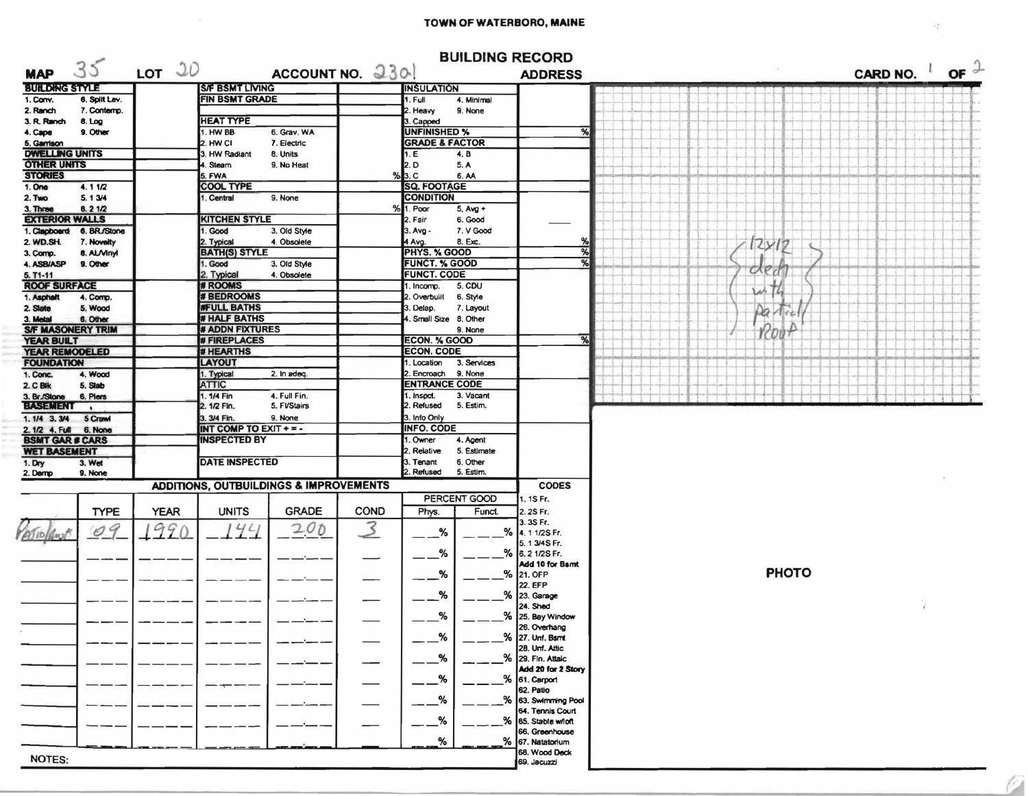TOWN OF WATERBORO, MAINE

# BUILDING RECORD

MAP 35 LOT 20 ACCOUNT NO. 2301 ADDRESS CARD NO. 1 OF 2

| | |
|---|---|
| **BUILDING STYLE** | |
| 1. Conv. 6. Split Lev. | |
| 2. Ranch 7. Contemp. | |
| 3. R. Ranch 8. Log | |
| 4. Cape 9. Other | |
| 5. Garrison | |
| **DWELLING UNITS** | |
| **OTHER UNITS** | |
| **STORIES** | |
| 1. One 4. 1 1/2 | |
| 2. Two 5. 1 3/4 | |
| 3. Three 6. 2 1/2 | |
| **EXTERIOR WALLS** | |
| 1. Clapboard 6. BR./Stone | |
| 2. WD.SH. 7. Novelty | |
| 3. Comp. 8. AL/Vinyl | |
| 4. ASB/ASP 9. Other | |
| 5. T1-11 | |
| **ROOF SURFACE** | |
| 1. Asphalt 4. Comp. | |
| 2. Slate 5. Wood | |
| 3. Metal 6. Other | |
| **S/F MASONERY TRIM** | |
| **YEAR BUILT** | |
| **YEAR REMODELED** | |
| **FOUNDATION** | |
| 1. Conc. 4. Wood | |
| 2. C Blk 5. Slab | |
| 3. Br./Stone 6. Piers | |
| **BASEMENT** | , |
| 1. 1/4 3. 3/4 5 Crawl | |
| 2. 1/2 4. Full 6. None | |
| **BSMT GAR # CARS** | |
| **WET BASEMENT** | |
| 1. Dry 3. Wet | |
| 2. Damp 9. None | |

| | |
|---|---|
| **S/F BSMT LIVING** | |
| **FIN BSMT GRADE** | |
| **HEAT TYPE** | |
| 1. HW BB 6. Grav. WA | |
| 2. HW CI 7. Electric | |
| 3. HW Radiant 8. Units | |
| 4. Steam 9. No Heat | |
| 5. FWA | % |
| **COOL TYPE** | |
| 1. Central 9. None | % |
| **KITCHEN STYLE** | |
| 1. Good 3. Old Style | |
| 2. Typical 4. Obsolete | |
| **BATH(S) STYLE** | |
| 1. Good 3. Old Style | |
| 2. Typical 4. Obsolete | |
| **# ROOMS** | |
| **# BEDROOMS** | |
| **#FULL BATHS** | |
| **# HALF BATHS** | |
| **# ADDN FIXTURES** | |
| **# FIREPLACES** | |
| **# HEARTHS** | |
| **LAYOUT** | |
| 1. Typical 2. In adeq. | |
| **ATTIC** | |
| 1. 1/4 Fin 4. Full Fin. | |
| 2. 1/2 Fin. 5. Fl/Stairs | |
| 3. 3/4 Fin. 9. None | |
| **INT COMP TO EXIT + = -** | |
| **INSPECTED BY** | |
| **DATE INSPECTED** | |

| | |
|---|---|
| **INSULATION** | |
| 1. Full 4. Minimal | |
| 2. Heavy 9. None | |
| 3. Capped | |
| **UNFINISHED %** | % |
| **GRADE & FACTOR** | |
| 1. E 4. B | |
| 2. D 5. A | |
| 3. C 6. AA | |
| **SQ. FOOTAGE** | |
| **CONDITION** | |
| 1. Poor 5. Avg + | |
| 2. Fair 6. Good | |
| 3. Avg - 7. V Good | |
| 4 Avg. 8. Exc. | % |
| **PHYS. % GOOD** | % |
| **FUNCT. % GOOD** | % |
| **FUNCT. CODE** | |
| 1. Incomp. 5. CDU | |
| 2. Overbuilt 6. Style | |
| 3. Delap. 7. Layout | |
| 4. Small Size 8. Other | |
| 9. None | |
| **ECON. % GOOD** | % |
| **ECON. CODE** | |
| 1. Location 3. Services | |
| 2. Encroach 9. None | |
| **ENTRANCE CODE** | |
| 1. Inspct. 3. Vacant | |
| 2. Refused 5. Estim. | |
| 3. Info Only | |
| **INFO. CODE** | |
| 1. Owner 4. Agent | |
| 2. Relative 5. Estimate | |
| 3. Tenant 6. Other | |
| 2. Refused 5. Estim. | |

12x12 deck with partial Roof

## ADDITIONS, OUTBUILDINGS & IMPROVEMENTS

| | TYPE | YEAR | UNITS | GRADE | COND | PERCENT GOOD Phys. | Funct. |
|---|---|---|---|---|---|---|---|
| Patio/Roof | 09 | 1990 | 144 | 200 | 3 | % | % |
| | | | | | | % | % |
| | | | | | | % | % |
| | | | | | | % | % |
| | | | | | | % | % |
| | | | | | | % | % |
| | | | | | | % | % |
| | | | | | | % | % |
| | | | | | | % | % |
| | | | | | | % | % |
| | | | | | | % | % |

**CODES**
1. 1S Fr.
2. 2S Fr.
3. 3S Fr.
4. 1 1/2S Fr.
5. 1 3/4S Fr.
6. 2 1/2S Fr.
Add 10 for Bsmt
21. OFP
22. EFP
23. Garage
24. Shed
25. Bay Window
26. Overhang
27. Unf. Bsmt
28. Unf. Attic
29. Fin. Attaic
Add 20 for 2 Story
61. Carport
62. Patio
63. Swimming Pool
64. Tennis Court
65. Stable w/loft
66. Greenhouse
67. Natatorium
68. Wood Deck
69. Jacuzzi

PHOTO

NOTES: